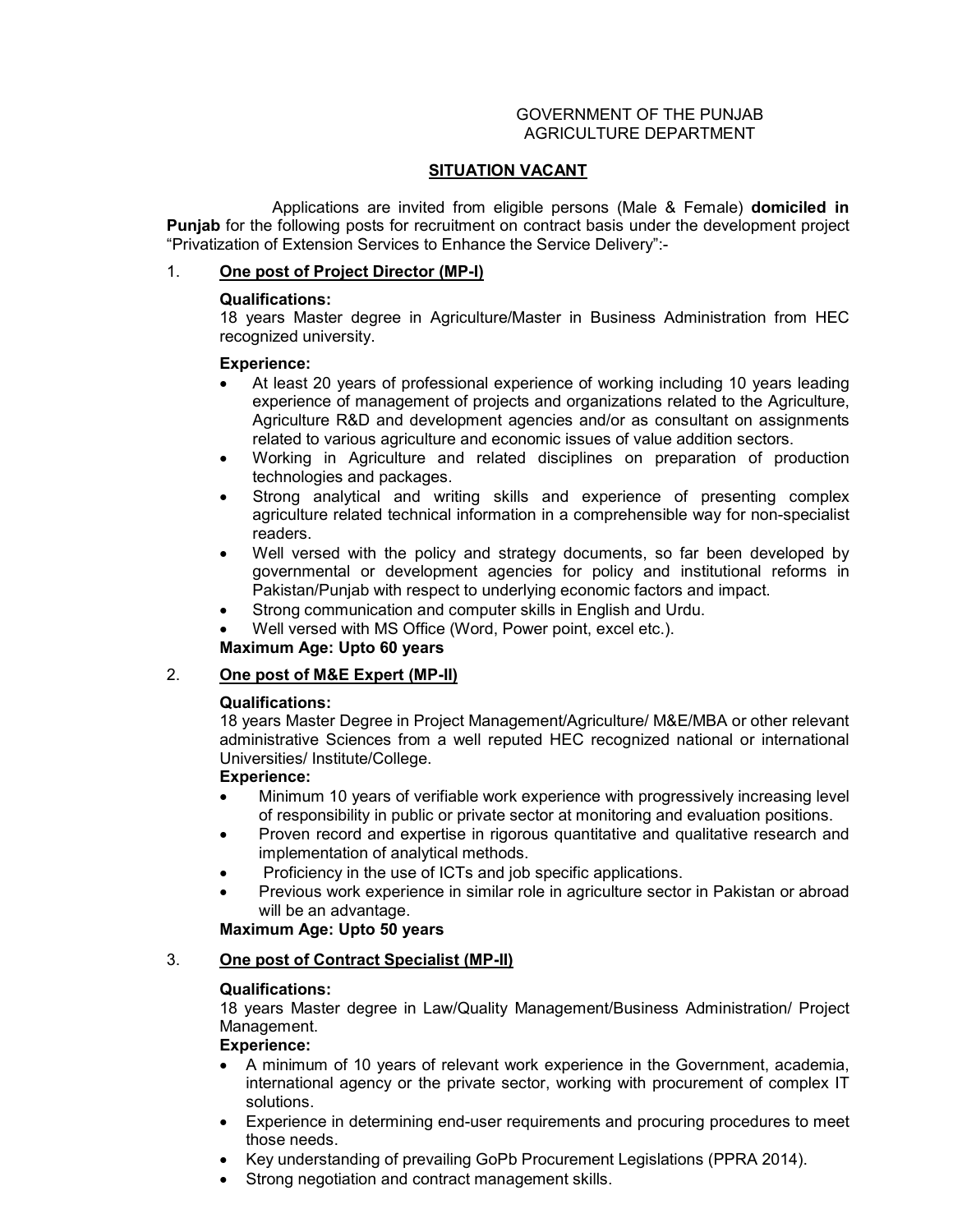GOVERNMENT OF THE PUNJAB
AGRICULTURE DEPARTMENT

# SITUATION VACANT

Applications are invited from eligible persons (Male & Female) **domiciled in Punjab** for the following posts for recruitment on contract basis under the development project "Privatization of Extension Services to Enhance the Service Delivery":-

## 1. One post of Project Director (MP-I)

**Qualifications:**
18 years Master degree in Agriculture/Master in Business Administration from HEC recognized university.

**Experience:**

- At least 20 years of professional experience of working including 10 years leading experience of management of projects and organizations related to the Agriculture, Agriculture R&D and development agencies and/or as consultant on assignments related to various agriculture and economic issues of value addition sectors.
- Working in Agriculture and related disciplines on preparation of production technologies and packages.
- Strong analytical and writing skills and experience of presenting complex agriculture related technical information in a comprehensible way for non-specialist readers.
- Well versed with the policy and strategy documents, so far been developed by governmental or development agencies for policy and institutional reforms in Pakistan/Punjab with respect to underlying economic factors and impact.
- Strong communication and computer skills in English and Urdu.
- Well versed with MS Office (Word, Power point, excel etc.).

**Maximum Age: Upto 60 years**

## 2. One post of M&E Expert (MP-II)

**Qualifications:**
18 years Master Degree in Project Management/Agriculture/ M&E/MBA or other relevant administrative Sciences from a well reputed HEC recognized national or international Universities/ Institute/College.

**Experience:**

- Minimum 10 years of verifiable work experience with progressively increasing level of responsibility in public or private sector at monitoring and evaluation positions.
- Proven record and expertise in rigorous quantitative and qualitative research and implementation of analytical methods.
- Proficiency in the use of ICTs and job specific applications.
- Previous work experience in similar role in agriculture sector in Pakistan or abroad will be an advantage.

**Maximum Age: Upto 50 years**

## 3. One post of Contract Specialist (MP-II)

**Qualifications:**
18 years Master degree in Law/Quality Management/Business Administration/ Project Management.

**Experience:**

- A minimum of 10 years of relevant work experience in the Government, academia, international agency or the private sector, working with procurement of complex IT solutions.
- Experience in determining end-user requirements and procuring procedures to meet those needs.
- Key understanding of prevailing GoPb Procurement Legislations (PPRA 2014).
- Strong negotiation and contract management skills.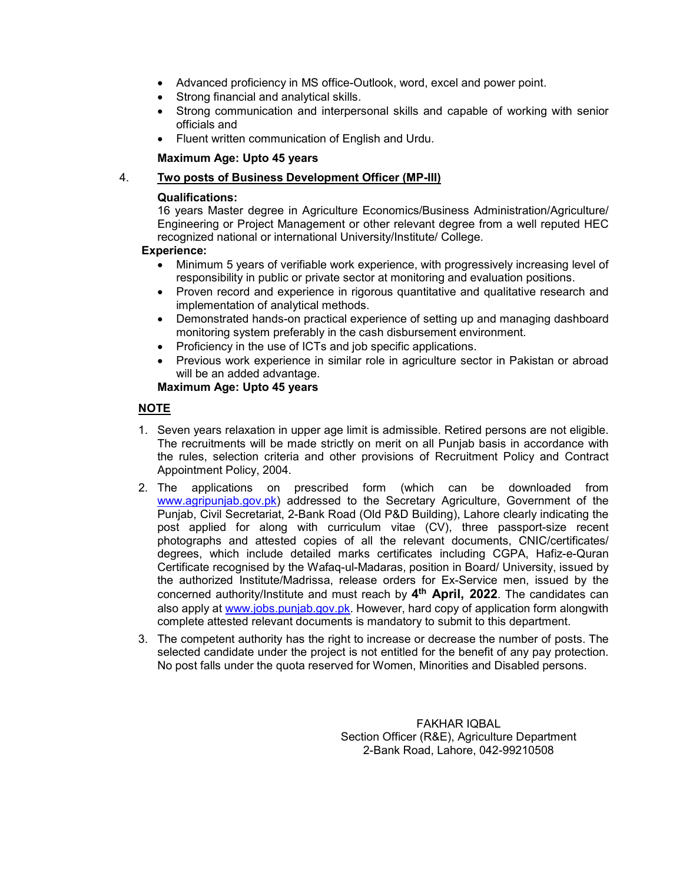- Advanced proficiency in MS office-Outlook, word, excel and power point.
- Strong financial and analytical skills.
- Strong communication and interpersonal skills and capable of working with senior officials and
- Fluent written communication of English and Urdu.

**Maximum Age: Upto 45 years**

4. **Two posts of Business Development Officer (MP-III)**

**Qualifications:**
16 years Master degree in Agriculture Economics/Business Administration/Agriculture/ Engineering or Project Management or other relevant degree from a well reputed HEC recognized national or international University/Institute/ College.

**Experience:**

- Minimum 5 years of verifiable work experience, with progressively increasing level of responsibility in public or private sector at monitoring and evaluation positions.
- Proven record and experience in rigorous quantitative and qualitative research and implementation of analytical methods.
- Demonstrated hands-on practical experience of setting up and managing dashboard monitoring system preferably in the cash disbursement environment.
- Proficiency in the use of ICTs and job specific applications.
- Previous work experience in similar role in agriculture sector in Pakistan or abroad will be an added advantage.

**Maximum Age: Upto 45 years**

**NOTE**

1. Seven years relaxation in upper age limit is admissible. Retired persons are not eligible. The recruitments will be made strictly on merit on all Punjab basis in accordance with the rules, selection criteria and other provisions of Recruitment Policy and Contract Appointment Policy, 2004.
2. The applications on prescribed form (which can be downloaded from www.agripunjab.gov.pk) addressed to the Secretary Agriculture, Government of the Punjab, Civil Secretariat, 2-Bank Road (Old P&D Building), Lahore clearly indicating the post applied for along with curriculum vitae (CV), three passport-size recent photographs and attested copies of all the relevant documents, CNIC/certificates/ degrees, which include detailed marks certificates including CGPA, Hafiz-e-Quran Certificate recognised by the Wafaq-ul-Madaras, position in Board/ University, issued by the authorized Institute/Madrissa, release orders for Ex-Service men, issued by the concerned authority/Institute and must reach by **4th April, 2022**. The candidates can also apply at www.jobs.punjab.gov.pk. However, hard copy of application form alongwith complete attested relevant documents is mandatory to submit to this department.
3. The competent authority has the right to increase or decrease the number of posts. The selected candidate under the project is not entitled for the benefit of any pay protection. No post falls under the quota reserved for Women, Minorities and Disabled persons.

FAKHAR IQBAL
Section Officer (R&E), Agriculture Department
2-Bank Road, Lahore, 042-99210508